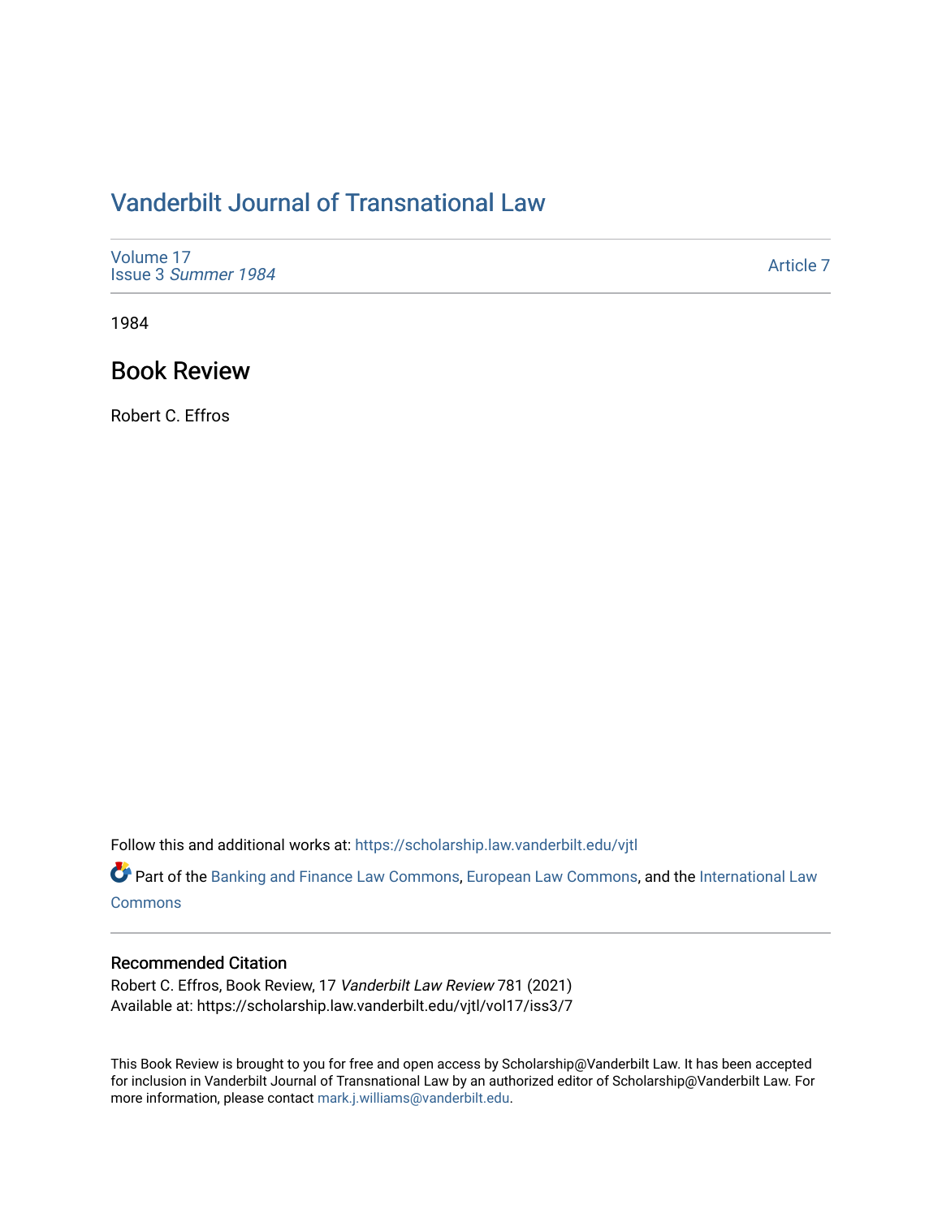# Vanderbilt Journal of Transnational Law

Volume 17
Issue 3 *Summer 1984*

Article 7

1984

## Book Review

Robert C. Effros

Follow this and additional works at: https://scholarship.law.vanderbilt.edu/vjtl

Part of the Banking and Finance Law Commons, European Law Commons, and the International Law Commons

### Recommended Citation

Robert C. Effros, Book Review, 17 *Vanderbilt Law Review* 781 (2021)
Available at: https://scholarship.law.vanderbilt.edu/vjtl/vol17/iss3/7

This Book Review is brought to you for free and open access by Scholarship@Vanderbilt Law. It has been accepted for inclusion in Vanderbilt Journal of Transnational Law by an authorized editor of Scholarship@Vanderbilt Law. For more information, please contact mark.j.williams@vanderbilt.edu.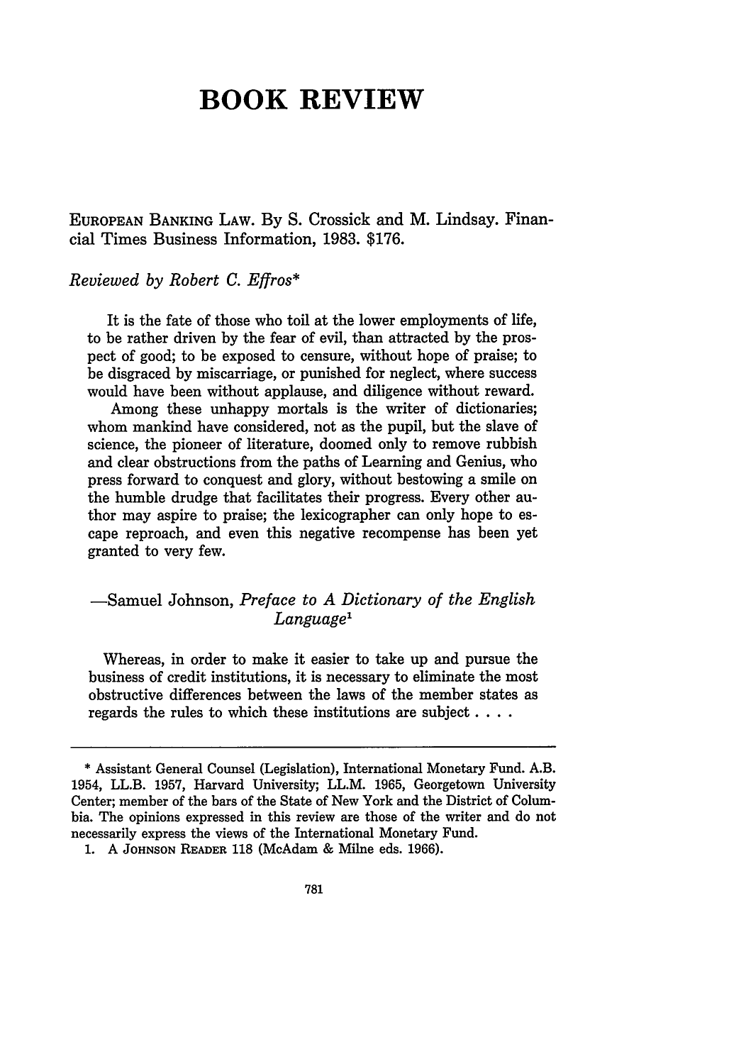# BOOK REVIEW

EUROPEAN BANKING LAW. By S. Crossick and M. Lindsay. Financial Times Business Information, 1983. $176.

*Reviewed by Robert C. Effros**

> It is the fate of those who toil at the lower employments of life, to be rather driven by the fear of evil, than attracted by the prospect of good; to be exposed to censure, without hope of praise; to be disgraced by miscarriage, or punished for neglect, where success would have been without applause, and diligence without reward.
>
> Among these unhappy mortals is the writer of dictionaries; whom mankind have considered, not as the pupil, but the slave of science, the pioneer of literature, doomed only to remove rubbish and clear obstructions from the paths of Learning and Genius, who press forward to conquest and glory, without bestowing a smile on the humble drudge that facilitates their progress. Every other author may aspire to praise; the lexicographer can only hope to escape reproach, and even this negative recompense has been yet granted to very few.
>
> —Samuel Johnson, *Preface to A Dictionary of the English Language*[1]

> Whereas, in order to make it easier to take up and pursue the business of credit institutions, it is necessary to eliminate the most obstructive differences between the laws of the member states as regards the rules to which these institutions are subject . . . .

---

\* Assistant General Counsel (Legislation), International Monetary Fund. A.B. 1954, LL.B. 1957, Harvard University; LL.M. 1965, Georgetown University Center; member of the bars of the State of New York and the District of Columbia. The opinions expressed in this review are those of the writer and do not necessarily express the views of the International Monetary Fund.

1. A JOHNSON READER 118 (McAdam & Milne eds. 1966).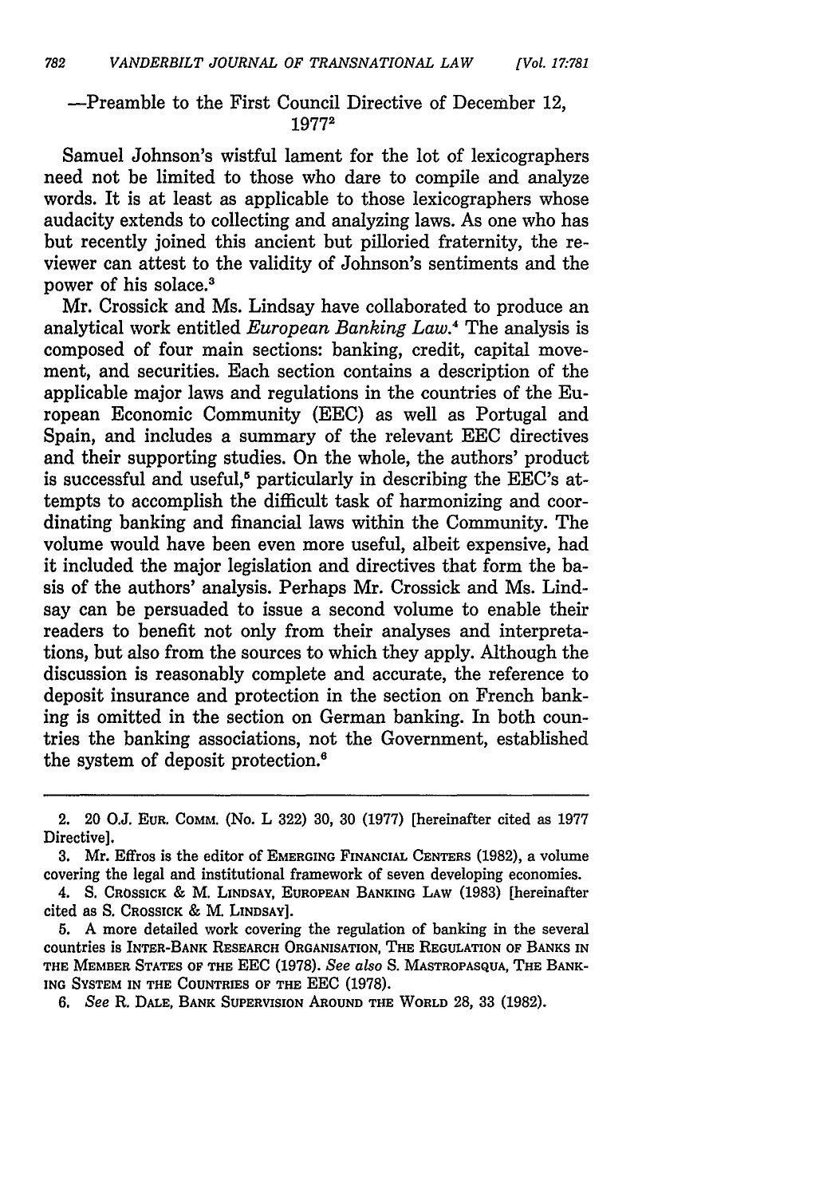—Preamble to the First Council Directive of December 12, 1977[2]

Samuel Johnson's wistful lament for the lot of lexicographers need not be limited to those who dare to compile and analyze words. It is at least as applicable to those lexicographers whose audacity extends to collecting and analyzing laws. As one who has but recently joined this ancient but pilloried fraternity, the reviewer can attest to the validity of Johnson's sentiments and the power of his solace.[3]

Mr. Crossick and Ms. Lindsay have collaborated to produce an analytical work entitled *European Banking Law*.[4] The analysis is composed of four main sections: banking, credit, capital movement, and securities. Each section contains a description of the applicable major laws and regulations in the countries of the European Economic Community (EEC) as well as Portugal and Spain, and includes a summary of the relevant EEC directives and their supporting studies. On the whole, the authors' product is successful and useful,[5] particularly in describing the EEC's attempts to accomplish the difficult task of harmonizing and coordinating banking and financial laws within the Community. The volume would have been even more useful, albeit expensive, had it included the major legislation and directives that form the basis of the authors' analysis. Perhaps Mr. Crossick and Ms. Lindsay can be persuaded to issue a second volume to enable their readers to benefit not only from their analyses and interpretations, but also from the sources to which they apply. Although the discussion is reasonably complete and accurate, the reference to deposit insurance and protection in the section on French banking is omitted in the section on German banking. In both countries the banking associations, not the Government, established the system of deposit protection.[6]

---

2. 20 O.J. EUR. COMM. (No. L 322) 30, 30 (1977) [hereinafter cited as 1977 Directive].

3. Mr. Effros is the editor of EMERGING FINANCIAL CENTERS (1982), a volume covering the legal and institutional framework of seven developing economies.

4. S. CROSSICK & M. LINDSAY, EUROPEAN BANKING LAW (1983) [hereinafter cited as S. CROSSICK & M. LINDSAY].

5. A more detailed work covering the regulation of banking in the several countries is INTER-BANK RESEARCH ORGANISATION, THE REGULATION OF BANKS IN THE MEMBER STATES OF THE EEC (1978). *See also* S. MASTROPASQUA, THE BANKING SYSTEM IN THE COUNTRIES OF THE EEC (1978).

6. *See* R. DALE, BANK SUPERVISION AROUND THE WORLD 28, 33 (1982).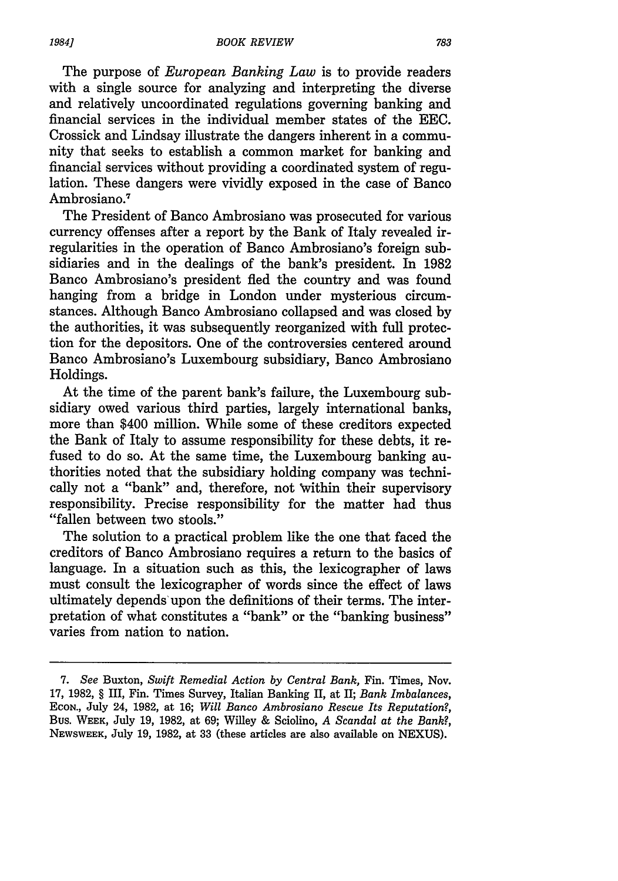The purpose of *European Banking Law* is to provide readers with a single source for analyzing and interpreting the diverse and relatively uncoordinated regulations governing banking and financial services in the individual member states of the EEC. Crossick and Lindsay illustrate the dangers inherent in a community that seeks to establish a common market for banking and financial services without providing a coordinated system of regulation. These dangers were vividly exposed in the case of Banco Ambrosiano.[7]

The President of Banco Ambrosiano was prosecuted for various currency offenses after a report by the Bank of Italy revealed irregularities in the operation of Banco Ambrosiano's foreign subsidiaries and in the dealings of the bank's president. In 1982 Banco Ambrosiano's president fled the country and was found hanging from a bridge in London under mysterious circumstances. Although Banco Ambrosiano collapsed and was closed by the authorities, it was subsequently reorganized with full protection for the depositors. One of the controversies centered around Banco Ambrosiano's Luxembourg subsidiary, Banco Ambrosiano Holdings.

At the time of the parent bank's failure, the Luxembourg subsidiary owed various third parties, largely international banks, more than $400 million. While some of these creditors expected the Bank of Italy to assume responsibility for these debts, it refused to do so. At the same time, the Luxembourg banking authorities noted that the subsidiary holding company was technically not a "bank" and, therefore, not within their supervisory responsibility. Precise responsibility for the matter had thus "fallen between two stools."

The solution to a practical problem like the one that faced the creditors of Banco Ambrosiano requires a return to the basics of language. In a situation such as this, the lexicographer of laws must consult the lexicographer of words since the effect of laws ultimately depends upon the definitions of their terms. The interpretation of what constitutes a "bank" or the "banking business" varies from nation to nation.

---

7. *See* Buxton, *Swift Remedial Action by Central Bank*, Fin. Times, Nov. 17, 1982, § III, Fin. Times Survey, Italian Banking II, at II; *Bank Imbalances*, ECON., July 24, 1982, at 16; *Will Banco Ambrosiano Rescue Its Reputation?*, BUS. WEEK, July 19, 1982, at 69; Willey & Sciolino, *A Scandal at the Bank?*, NEWSWEEK, July 19, 1982, at 33 (these articles are also available on NEXUS).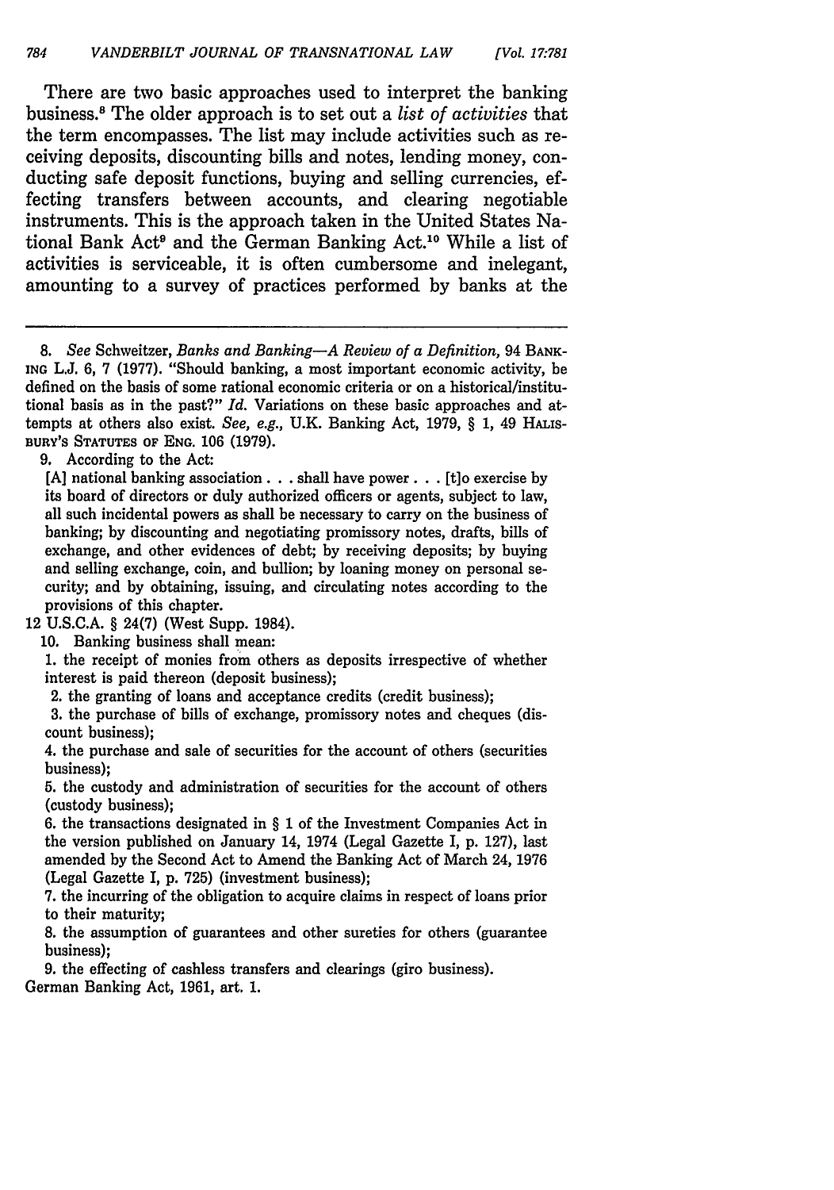There are two basic approaches used to interpret the banking business.[8] The older approach is to set out a *list of activities* that the term encompasses. The list may include activities such as receiving deposits, discounting bills and notes, lending money, conducting safe deposit functions, buying and selling currencies, effecting transfers between accounts, and clearing negotiable instruments. This is the approach taken in the United States National Bank Act[9] and the German Banking Act.[10] While a list of activities is serviceable, it is often cumbersome and inelegant, amounting to a survey of practices performed by banks at the

---

8. *See* Schweitzer, *Banks and Banking—A Review of a Definition*, 94 BANKING L.J. 6, 7 (1977). "Should banking, a most important economic activity, be defined on the basis of some rational economic criteria or on a historical/institutional basis as in the past?" *Id.* Variations on these basic approaches and attempts at others also exist. *See, e.g.*, U.K. Banking Act, 1979, § 1, 49 HALISBURY'S STATUTES OF ENG. 106 (1979).

9. According to the Act:

> [A] national banking association . . . shall have power . . . [t]o exercise by its board of directors or duly authorized officers or agents, subject to law, all such incidental powers as shall be necessary to carry on the business of banking; by discounting and negotiating promissory notes, drafts, bills of exchange, and other evidences of debt; by receiving deposits; by buying and selling exchange, coin, and bullion; by loaning money on personal security; and by obtaining, issuing, and circulating notes according to the provisions of this chapter.

12 U.S.C.A. § 24(7) (West Supp. 1984).

10. Banking business shall mean:

> 1. the receipt of monies from others as deposits irrespective of whether interest is paid thereon (deposit business);
>
> 2. the granting of loans and acceptance credits (credit business);
>
> 3. the purchase of bills of exchange, promissory notes and cheques (discount business);
>
> 4. the purchase and sale of securities for the account of others (securities business);
>
> 5. the custody and administration of securities for the account of others (custody business);
>
> 6. the transactions designated in § 1 of the Investment Companies Act in the version published on January 14, 1974 (Legal Gazette I, p. 127), last amended by the Second Act to Amend the Banking Act of March 24, 1976 (Legal Gazette I, p. 725) (investment business);
>
> 7. the incurring of the obligation to acquire claims in respect of loans prior to their maturity;
>
> 8. the assumption of guarantees and other sureties for others (guarantee business);
>
> 9. the effecting of cashless transfers and clearings (giro business).

German Banking Act, 1961, art. 1.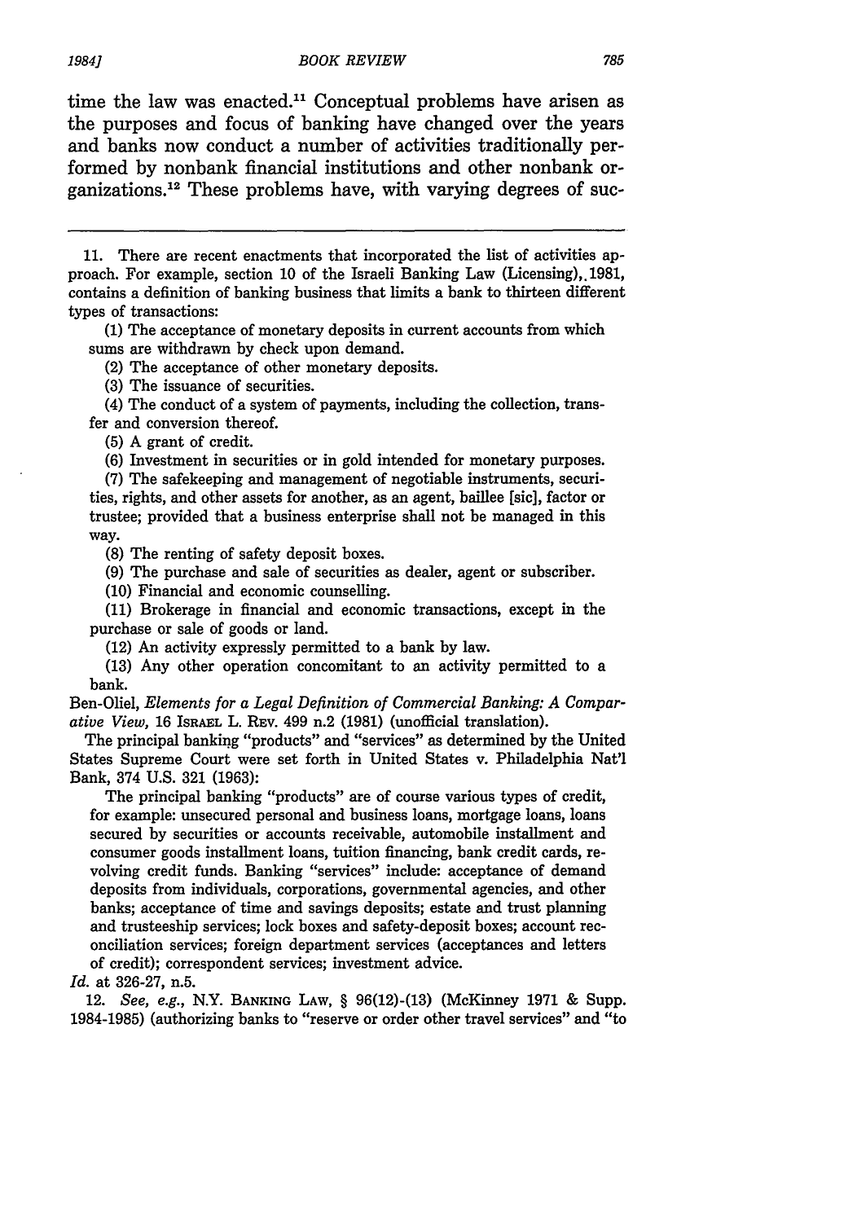time the law was enacted.[11] Conceptual problems have arisen as the purposes and focus of banking have changed over the years and banks now conduct a number of activities traditionally performed by nonbank financial institutions and other nonbank organizations.[12] These problems have, with varying degrees of suc-

---

11. There are recent enactments that incorporated the list of activities approach. For example, section 10 of the Israeli Banking Law (Licensing), 1981, contains a definition of banking business that limits a bank to thirteen different types of transactions:

> (1) The acceptance of monetary deposits in current accounts from which sums are withdrawn by check upon demand.
>
> (2) The acceptance of other monetary deposits.
>
> (3) The issuance of securities.
>
> (4) The conduct of a system of payments, including the collection, transfer and conversion thereof.
>
> (5) A grant of credit.
>
> (6) Investment in securities or in gold intended for monetary purposes.
>
> (7) The safekeeping and management of negotiable instruments, securities, rights, and other assets for another, as an agent, baillee [sic], factor or trustee; provided that a business enterprise shall not be managed in this way.
>
> (8) The renting of safety deposit boxes.
>
> (9) The purchase and sale of securities as dealer, agent or subscriber.
>
> (10) Financial and economic counselling.
>
> (11) Brokerage in financial and economic transactions, except in the purchase or sale of goods or land.
>
> (12) An activity expressly permitted to a bank by law.
>
> (13) Any other operation concomitant to an activity permitted to a bank.

Ben-Oliel, *Elements for a Legal Definition of Commercial Banking: A Comparative View*, 16 ISRAEL L. REV. 499 n.2 (1981) (unofficial translation).

The principal banking "products" and "services" as determined by the United States Supreme Court were set forth in United States v. Philadelphia Nat'l Bank, 374 U.S. 321 (1963):

> The principal banking "products" are of course various types of credit, for example: unsecured personal and business loans, mortgage loans, loans secured by securities or accounts receivable, automobile installment and consumer goods installment loans, tuition financing, bank credit cards, revolving credit funds. Banking "services" include: acceptance of demand deposits from individuals, corporations, governmental agencies, and other banks; acceptance of time and savings deposits; estate and trust planning and trusteeship services; lock boxes and safety-deposit boxes; account reconciliation services; foreign department services (acceptances and letters of credit); correspondent services; investment advice.

*Id.* at 326-27, n.5.

12. *See, e.g.*, N.Y. BANKING LAW, § 96(12)-(13) (McKinney 1971 & Supp. 1984-1985) (authorizing banks to "reserve or order other travel services" and "to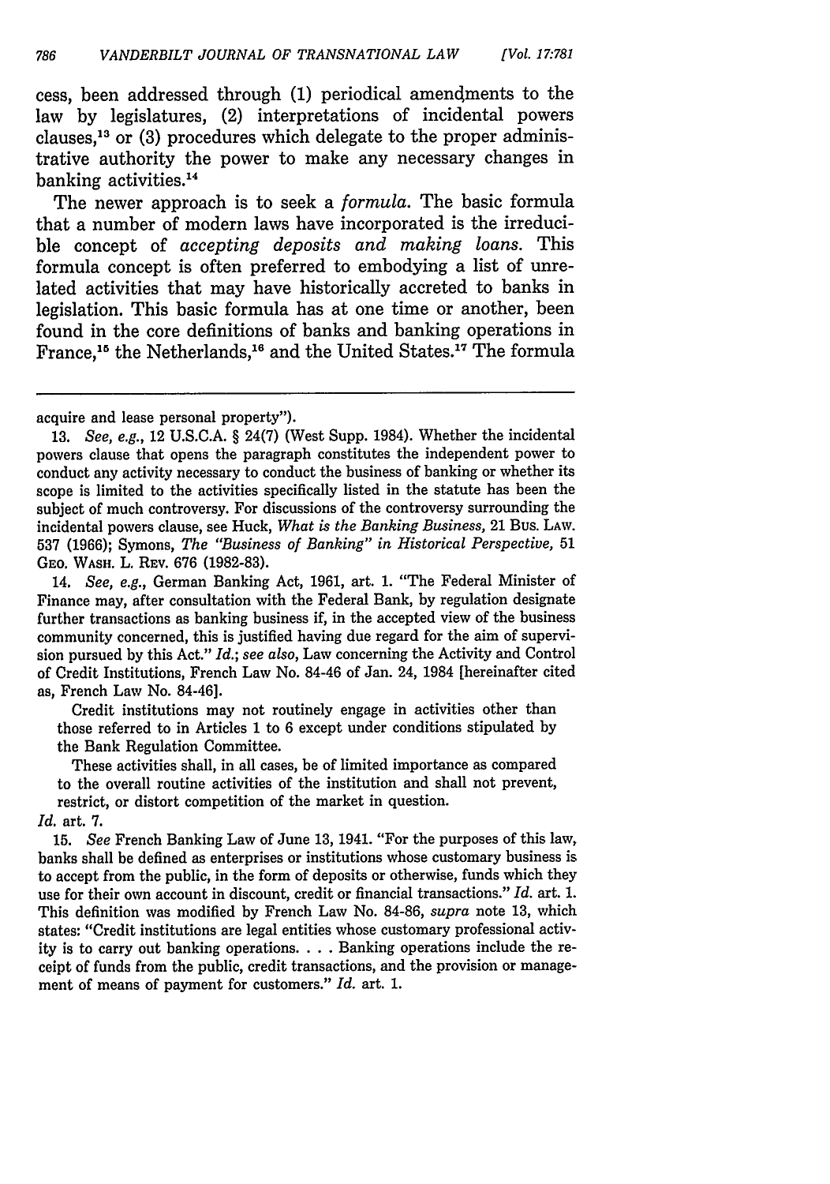cess, been addressed through (1) periodical amendments to the law by legislatures, (2) interpretations of incidental powers clauses,[13] or (3) procedures which delegate to the proper administrative authority the power to make any necessary changes in banking activities.[14]

The newer approach is to seek a *formula*. The basic formula that a number of modern laws have incorporated is the irreducible concept of *accepting deposits and making loans*. This formula concept is often preferred to embodying a list of unrelated activities that may have historically accreted to banks in legislation. This basic formula has at one time or another, been found in the core definitions of banks and banking operations in France,[15] the Netherlands,[16] and the United States.[17] The formula

---

acquire and lease personal property").

13. *See, e.g.*, 12 U.S.C.A. § 24(7) (West Supp. 1984). Whether the incidental powers clause that opens the paragraph constitutes the independent power to conduct any activity necessary to conduct the business of banking or whether its scope is limited to the activities specifically listed in the statute has been the subject of much controversy. For discussions of the controversy surrounding the incidental powers clause, see Huck, *What is the Banking Business*, 21 Bus. Law. 537 (1966); Symons, *The "Business of Banking" in Historical Perspective*, 51 Geo. Wash. L. Rev. 676 (1982-83).

14. *See, e.g.*, German Banking Act, 1961, art. 1. "The Federal Minister of Finance may, after consultation with the Federal Bank, by regulation designate further transactions as banking business if, in the accepted view of the business community concerned, this is justified having due regard for the aim of supervision pursued by this Act." *Id.*; *see also*, Law concerning the Activity and Control of Credit Institutions, French Law No. 84-46 of Jan. 24, 1984 [hereinafter cited as, French Law No. 84-46].

> Credit institutions may not routinely engage in activities other than those referred to in Articles 1 to 6 except under conditions stipulated by the Bank Regulation Committee.
>
> These activities shall, in all cases, be of limited importance as compared to the overall routine activities of the institution and shall not prevent, restrict, or distort competition of the market in question.

*Id.* art. 7.

15. *See* French Banking Law of June 13, 1941. "For the purposes of this law, banks shall be defined as enterprises or institutions whose customary business is to accept from the public, in the form of deposits or otherwise, funds which they use for their own account in discount, credit or financial transactions." *Id.* art. 1. This definition was modified by French Law No. 84-86, *supra* note 13, which states: "Credit institutions are legal entities whose customary professional activity is to carry out banking operations. . . . Banking operations include the receipt of funds from the public, credit transactions, and the provision or management of means of payment for customers." *Id.* art. 1.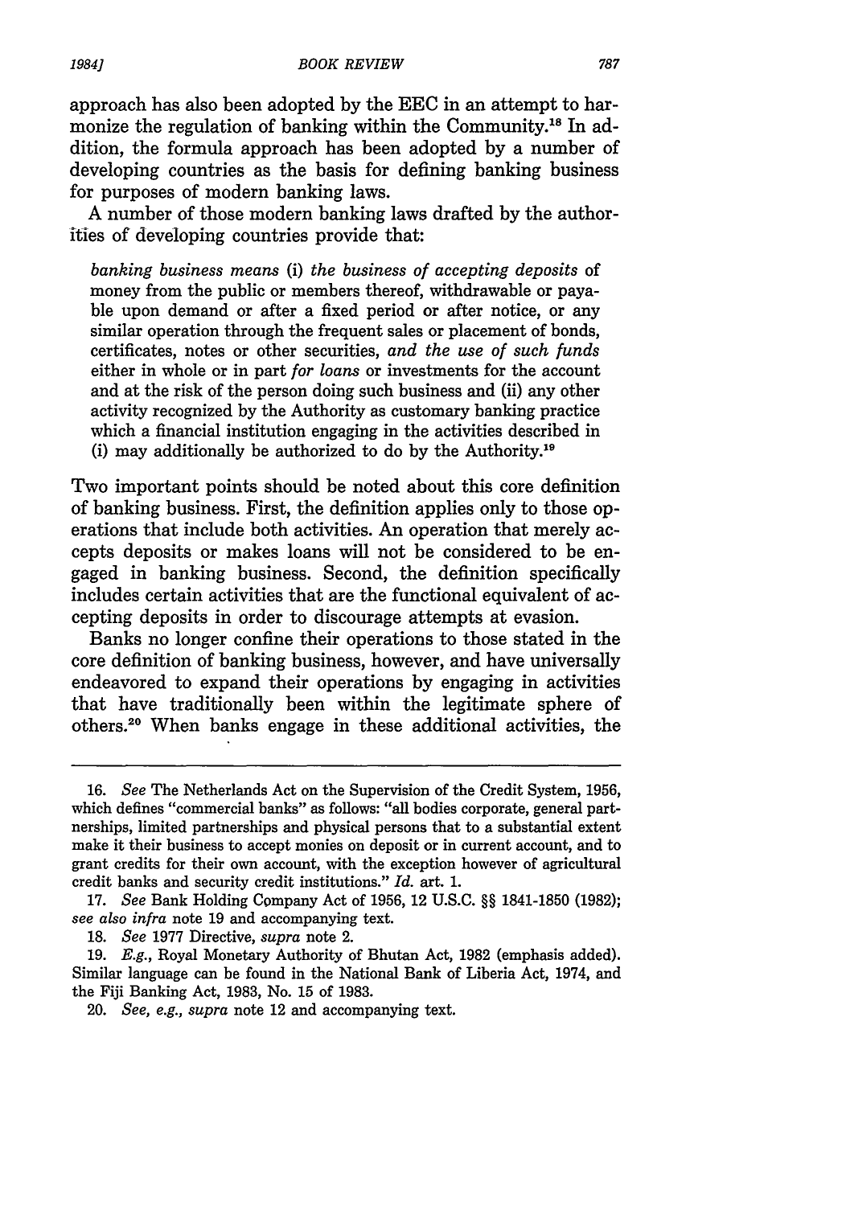approach has also been adopted by the EEC in an attempt to harmonize the regulation of banking within the Community.[18] In addition, the formula approach has been adopted by a number of developing countries as the basis for defining banking business for purposes of modern banking laws.

A number of those modern banking laws drafted by the authorities of developing countries provide that:

> *banking business means* (i) *the business of accepting deposits* of money from the public or members thereof, withdrawable or payable upon demand or after a fixed period or after notice, or any similar operation through the frequent sales or placement of bonds, certificates, notes or other securities, *and the use of such funds* either in whole or in part *for loans* or investments for the account and at the risk of the person doing such business and (ii) any other activity recognized by the Authority as customary banking practice which a financial institution engaging in the activities described in (i) may additionally be authorized to do by the Authority.[19]

Two important points should be noted about this core definition of banking business. First, the definition applies only to those operations that include both activities. An operation that merely accepts deposits or makes loans will not be considered to be engaged in banking business. Second, the definition specifically includes certain activities that are the functional equivalent of accepting deposits in order to discourage attempts at evasion.

Banks no longer confine their operations to those stated in the core definition of banking business, however, and have universally endeavored to expand their operations by engaging in activities that have traditionally been within the legitimate sphere of others.[20] When banks engage in these additional activities, the

---

16. *See* The Netherlands Act on the Supervision of the Credit System, 1956, which defines "commercial banks" as follows: "all bodies corporate, general partnerships, limited partnerships and physical persons that to a substantial extent make it their business to accept monies on deposit or in current account, and to grant credits for their own account, with the exception however of agricultural credit banks and security credit institutions." *Id.* art. 1.

17. *See* Bank Holding Company Act of 1956, 12 U.S.C. §§ 1841-1850 (1982); *see also infra* note 19 and accompanying text.

18. *See* 1977 Directive, *supra* note 2.

19. *E.g.*, Royal Monetary Authority of Bhutan Act, 1982 (emphasis added). Similar language can be found in the National Bank of Liberia Act, 1974, and the Fiji Banking Act, 1983, No. 15 of 1983.

20. *See, e.g., supra* note 12 and accompanying text.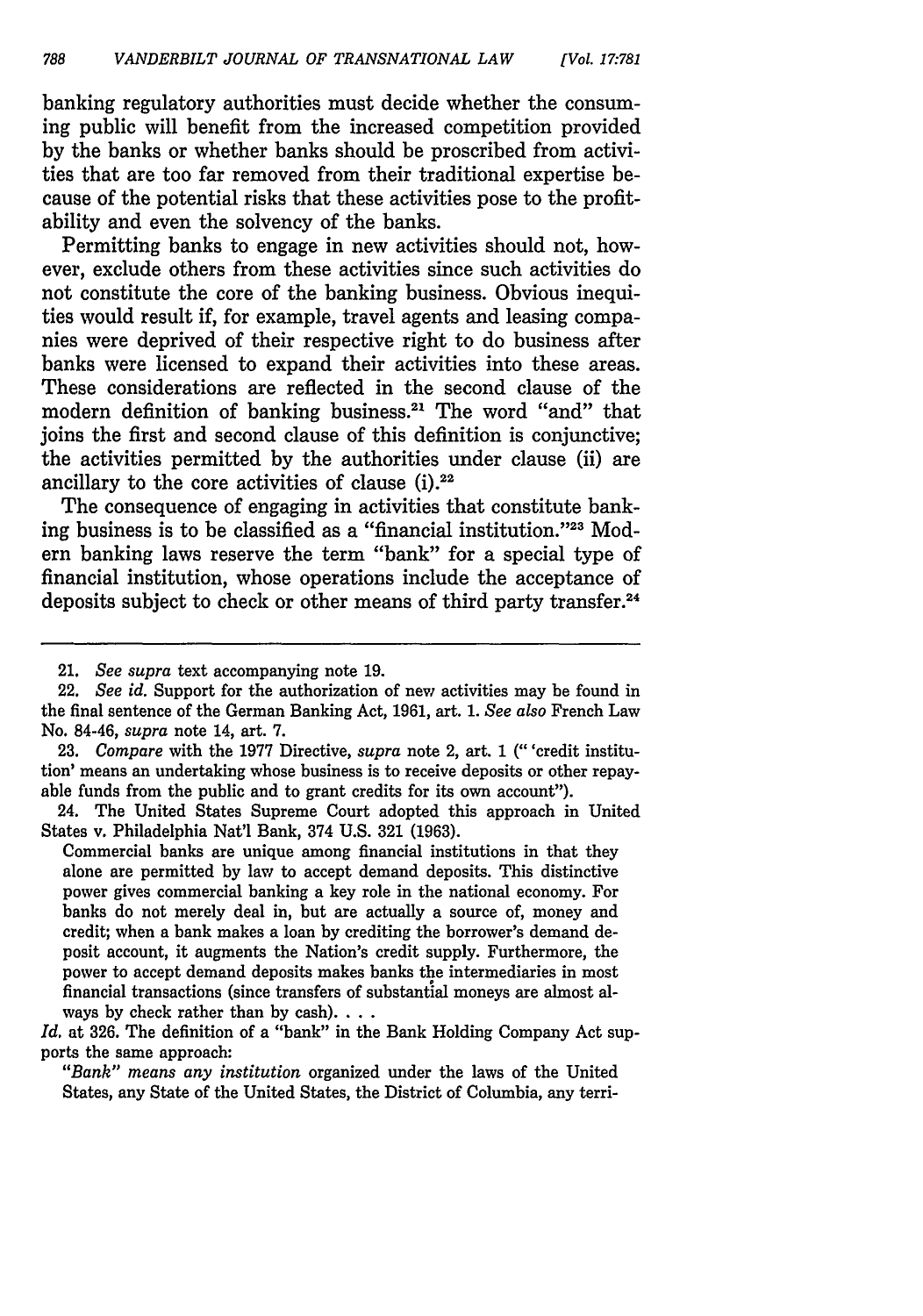banking regulatory authorities must decide whether the consuming public will benefit from the increased competition provided by the banks or whether banks should be proscribed from activities that are too far removed from their traditional expertise because of the potential risks that these activities pose to the profitability and even the solvency of the banks.

Permitting banks to engage in new activities should not, however, exclude others from these activities since such activities do not constitute the core of the banking business. Obvious inequities would result if, for example, travel agents and leasing companies were deprived of their respective right to do business after banks were licensed to expand their activities into these areas. These considerations are reflected in the second clause of the modern definition of banking business.[21] The word "and" that joins the first and second clause of this definition is conjunctive; the activities permitted by the authorities under clause (ii) are ancillary to the core activities of clause (i).[22]

The consequence of engaging in activities that constitute banking business is to be classified as a "financial institution."[23] Modern banking laws reserve the term "bank" for a special type of financial institution, whose operations include the acceptance of deposits subject to check or other means of third party transfer.[24]

---

21. *See supra* text accompanying note 19.

22. *See id.* Support for the authorization of new activities may be found in the final sentence of the German Banking Act, 1961, art. 1. *See also* French Law No. 84-46, *supra* note 14, art. 7.

23. *Compare* with the 1977 Directive, *supra* note 2, art. 1 ("'credit institution' means an undertaking whose business is to receive deposits or other repayable funds from the public and to grant credits for its own account").

24. The United States Supreme Court adopted this approach in United States v. Philadelphia Nat'l Bank, 374 U.S. 321 (1963).

> Commercial banks are unique among financial institutions in that they alone are permitted by law to accept demand deposits. This distinctive power gives commercial banking a key role in the national economy. For banks do not merely deal in, but are actually a source of, money and credit; when a bank makes a loan by crediting the borrower's demand deposit account, it augments the Nation's credit supply. Furthermore, the power to accept demand deposits makes banks the intermediaries in most financial transactions (since transfers of substantial moneys are almost always by check rather than by cash). . . .

*Id.* at 326. The definition of a "bank" in the Bank Holding Company Act supports the same approach:

> *"Bank" means any institution* organized under the laws of the United States, any State of the United States, the District of Columbia, any terri-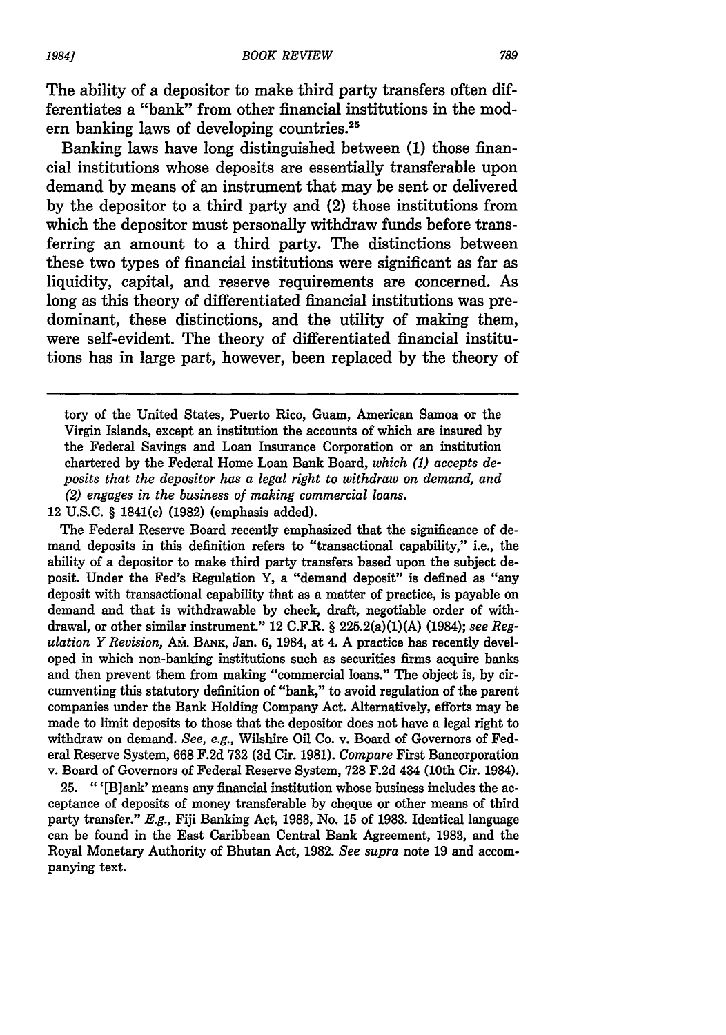The ability of a depositor to make third party transfers often differentiates a "bank" from other financial institutions in the modern banking laws of developing countries.[25]

Banking laws have long distinguished between (1) those financial institutions whose deposits are essentially transferable upon demand by means of an instrument that may be sent or delivered by the depositor to a third party and (2) those institutions from which the depositor must personally withdraw funds before transferring an amount to a third party. The distinctions between these two types of financial institutions were significant as far as liquidity, capital, and reserve requirements are concerned. As long as this theory of differentiated financial institutions was predominant, these distinctions, and the utility of making them, were self-evident. The theory of differentiated financial institutions has in large part, however, been replaced by the theory of

---

tory of the United States, Puerto Rico, Guam, American Samoa or the Virgin Islands, except an institution the accounts of which are insured by the Federal Savings and Loan Insurance Corporation or an institution chartered by the Federal Home Loan Bank Board, *which (1) accepts deposits that the depositor has a legal right to withdraw on demand, and (2) engages in the business of making commercial loans.*

12 U.S.C. § 1841(c) (1982) (emphasis added).

The Federal Reserve Board recently emphasized that the significance of demand deposits in this definition refers to "transactional capability," i.e., the ability of a depositor to make third party transfers based upon the subject deposit. Under the Fed's Regulation Y, a "demand deposit" is defined as "any deposit with transactional capability that as a matter of practice, is payable on demand and that is withdrawable by check, draft, negotiable order of withdrawal, or other similar instrument." 12 C.F.R. § 225.2(a)(1)(A) (1984); *see Regulation Y Revision*, AM. BANK, Jan. 6, 1984, at 4. A practice has recently developed in which non-banking institutions such as securities firms acquire banks and then prevent them from making "commercial loans." The object is, by circumventing this statutory definition of "bank," to avoid regulation of the parent companies under the Bank Holding Company Act. Alternatively, efforts may be made to limit deposits to those that the depositor does not have a legal right to withdraw on demand. *See, e.g.*, Wilshire Oil Co. v. Board of Governors of Federal Reserve System, 668 F.2d 732 (3d Cir. 1981). *Compare* First Bancorporation v. Board of Governors of Federal Reserve System, 728 F.2d 434 (10th Cir. 1984).

25. " '[B]ank' means any financial institution whose business includes the acceptance of deposits of money transferable by cheque or other means of third party transfer." *E.g.*, Fiji Banking Act, 1983, No. 15 of 1983. Identical language can be found in the East Caribbean Central Bank Agreement, 1983, and the Royal Monetary Authority of Bhutan Act, 1982. *See supra* note 19 and accompanying text.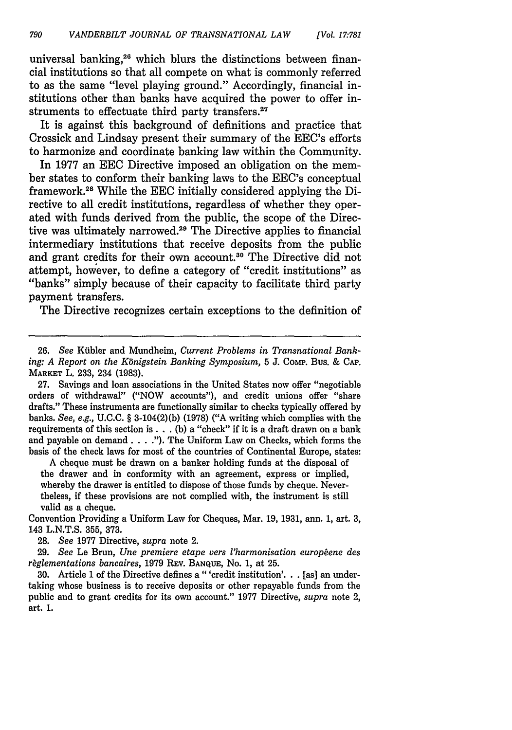universal banking,[26] which blurs the distinctions between financial institutions so that all compete on what is commonly referred to as the same "level playing ground." Accordingly, financial institutions other than banks have acquired the power to offer instruments to effectuate third party transfers.[27]

It is against this background of definitions and practice that Crossick and Lindsay present their summary of the EEC's efforts to harmonize and coordinate banking law within the Community.

In 1977 an EEC Directive imposed an obligation on the member states to conform their banking laws to the EEC's conceptual framework.[28] While the EEC initially considered applying the Directive to all credit institutions, regardless of whether they operated with funds derived from the public, the scope of the Directive was ultimately narrowed.[29] The Directive applies to financial intermediary institutions that receive deposits from the public and grant credits for their own account.[30] The Directive did not attempt, however, to define a category of "credit institutions" as "banks" simply because of their capacity to facilitate third party payment transfers.

The Directive recognizes certain exceptions to the definition of

---

26. *See* Kübler and Mundheim, *Current Problems in Transnational Banking: A Report on the Königstein Banking Symposium,* 5 J. COMP. BUS. & CAP. MARKET L. 233, 234 (1983).

27. Savings and loan associations in the United States now offer "negotiable orders of withdrawal" ("NOW accounts"), and credit unions offer "share drafts." These instruments are functionally similar to checks typically offered by banks. *See, e.g.,* U.C.C. § 3-104(2)(b) (1978) ("A writing which complies with the requirements of this section is . . . (b) a "check" if it is a draft drawn on a bank and payable on demand . . . ."). The Uniform Law on Checks, which forms the basis of the check laws for most of the countries of Continental Europe, states:

> A cheque must be drawn on a banker holding funds at the disposal of the drawer and in conformity with an agreement, express or implied, whereby the drawer is entitled to dispose of those funds by cheque. Nevertheless, if these provisions are not complied with, the instrument is still valid as a cheque.

Convention Providing a Uniform Law for Cheques, Mar. 19, 1931, ann. 1, art. 3, 143 L.N.T.S. 355, 373.

28. *See* 1977 Directive, *supra* note 2.

29. *See* Le Brun, *Une premiere etape vers l'harmonisation europèene des règlementations bancaires,* 1979 REV. BANQUE, No. 1, at 25.

30. Article 1 of the Directive defines a " 'credit institution'. . . [as] an undertaking whose business is to receive deposits or other repayable funds from the public and to grant credits for its own account." 1977 Directive, *supra* note 2, art. 1.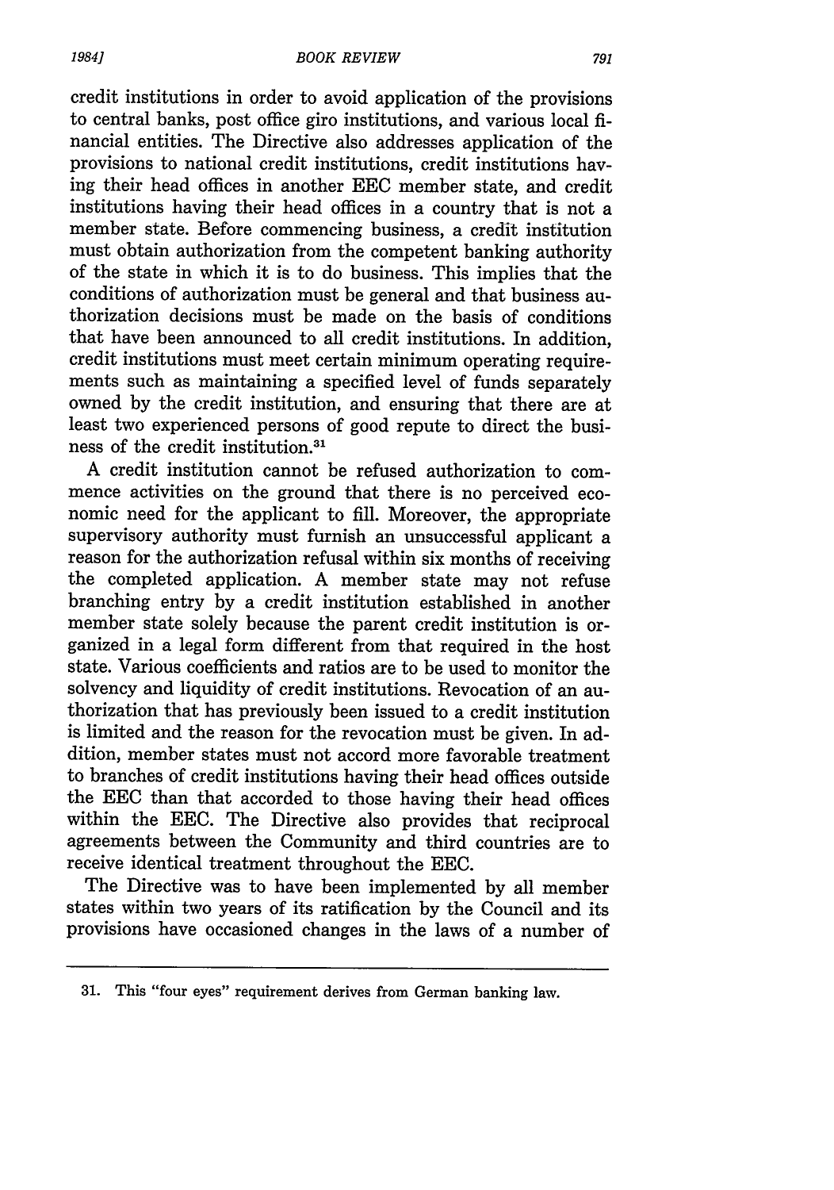credit institutions in order to avoid application of the provisions to central banks, post office giro institutions, and various local financial entities. The Directive also addresses application of the provisions to national credit institutions, credit institutions having their head offices in another EEC member state, and credit institutions having their head offices in a country that is not a member state. Before commencing business, a credit institution must obtain authorization from the competent banking authority of the state in which it is to do business. This implies that the conditions of authorization must be general and that business authorization decisions must be made on the basis of conditions that have been announced to all credit institutions. In addition, credit institutions must meet certain minimum operating requirements such as maintaining a specified level of funds separately owned by the credit institution, and ensuring that there are at least two experienced persons of good repute to direct the business of the credit institution.[31]

A credit institution cannot be refused authorization to commence activities on the ground that there is no perceived economic need for the applicant to fill. Moreover, the appropriate supervisory authority must furnish an unsuccessful applicant a reason for the authorization refusal within six months of receiving the completed application. A member state may not refuse branching entry by a credit institution established in another member state solely because the parent credit institution is organized in a legal form different from that required in the host state. Various coefficients and ratios are to be used to monitor the solvency and liquidity of credit institutions. Revocation of an authorization that has previously been issued to a credit institution is limited and the reason for the revocation must be given. In addition, member states must not accord more favorable treatment to branches of credit institutions having their head offices outside the EEC than that accorded to those having their head offices within the EEC. The Directive also provides that reciprocal agreements between the Community and third countries are to receive identical treatment throughout the EEC.

The Directive was to have been implemented by all member states within two years of its ratification by the Council and its provisions have occasioned changes in the laws of a number of

---

31. This "four eyes" requirement derives from German banking law.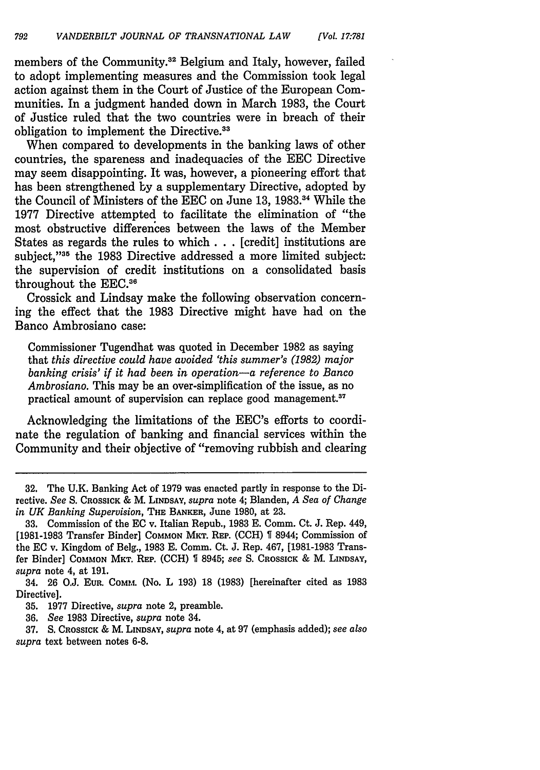members of the Community.[32] Belgium and Italy, however, failed to adopt implementing measures and the Commission took legal action against them in the Court of Justice of the European Communities. In a judgment handed down in March 1983, the Court of Justice ruled that the two countries were in breach of their obligation to implement the Directive.[33]

When compared to developments in the banking laws of other countries, the spareness and inadequacies of the EEC Directive may seem disappointing. It was, however, a pioneering effort that has been strengthened by a supplementary Directive, adopted by the Council of Ministers of the EEC on June 13, 1983.[34] While the 1977 Directive attempted to facilitate the elimination of "the most obstructive differences between the laws of the Member States as regards the rules to which . . . [credit] institutions are subject,"[35] the 1983 Directive addressed a more limited subject: the supervision of credit institutions on a consolidated basis throughout the EEC.[36]

Crossick and Lindsay make the following observation concerning the effect that the 1983 Directive might have had on the Banco Ambrosiano case:

> Commissioner Tugendhat was quoted in December 1982 as saying that *this directive could have avoided 'this summer's (1982) major banking crisis' if it had been in operation—a reference to Banco Ambrosiano.* This may be an over-simplification of the issue, as no practical amount of supervision can replace good management.[37]

Acknowledging the limitations of the EEC's efforts to coordinate the regulation of banking and financial services within the Community and their objective of "removing rubbish and clearing

---

32. The U.K. Banking Act of 1979 was enacted partly in response to the Directive. *See* S. CROSSICK & M. LINDSAY, *supra* note 4; Blanden, *A Sea of Change in UK Banking Supervision*, THE BANKER, June 1980, at 23.

33. Commission of the EC v. Italian Repub., 1983 E. Comm. Ct. J. Rep. 449, [1981-1983 Transfer Binder] COMMON MKT. REP. (CCH) ¶ 8944; Commission of the EC v. Kingdom of Belg., 1983 E. Comm. Ct. J. Rep. 467, [1981-1983 Transfer Binder] COMMON MKT. REP. (CCH) ¶ 8945; *see* S. CROSSICK & M. LINDSAY, *supra* note 4, at 191.

34. 26 O.J. EUR. COMM. (No. L 193) 18 (1983) [hereinafter cited as 1983 Directive].

35. 1977 Directive, *supra* note 2, preamble.

36. *See* 1983 Directive, *supra* note 34.

37. S. CROSSICK & M. LINDSAY, *supra* note 4, at 97 (emphasis added); *see also supra* text between notes 6-8.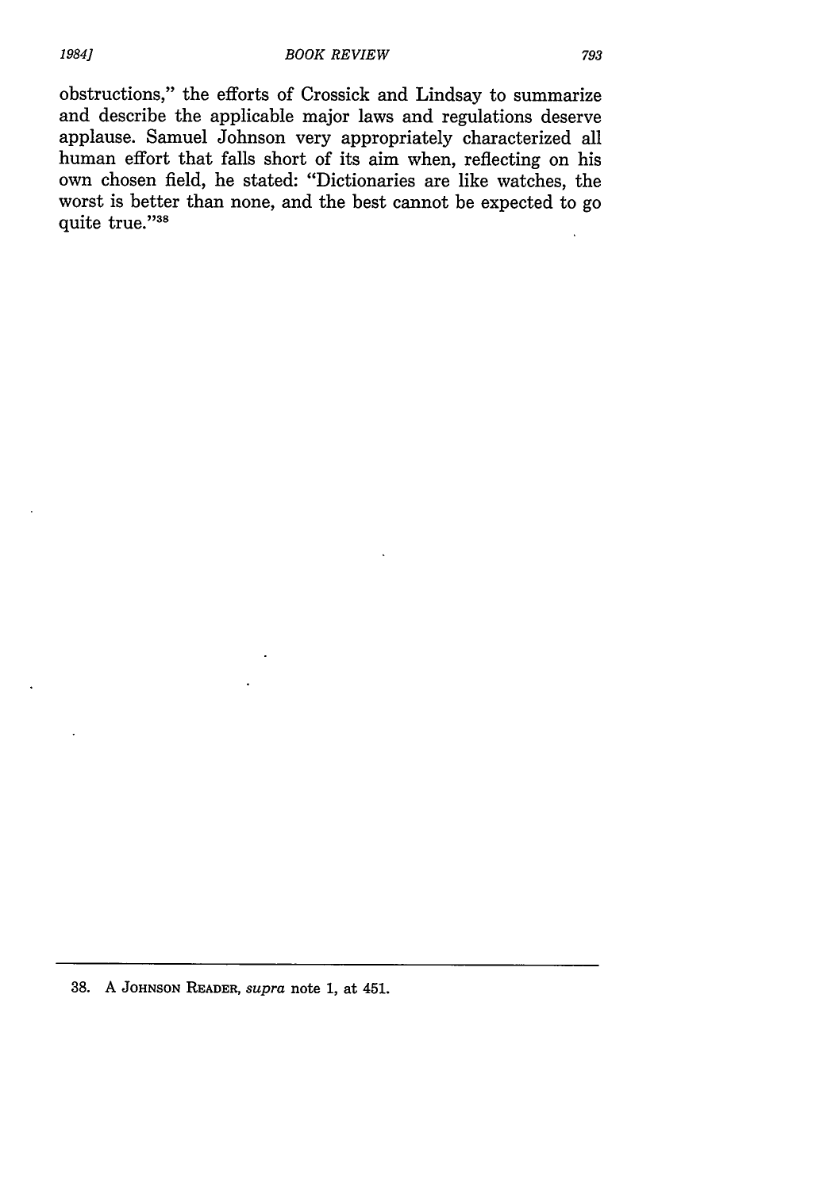obstructions," the efforts of Crossick and Lindsay to summarize and describe the applicable major laws and regulations deserve applause. Samuel Johnson very appropriately characterized all human effort that falls short of its aim when, reflecting on his own chosen field, he stated: "Dictionaries are like watches, the worst is better than none, and the best cannot be expected to go quite true."[38]

---

38. A JOHNSON READER, *supra* note 1, at 451.